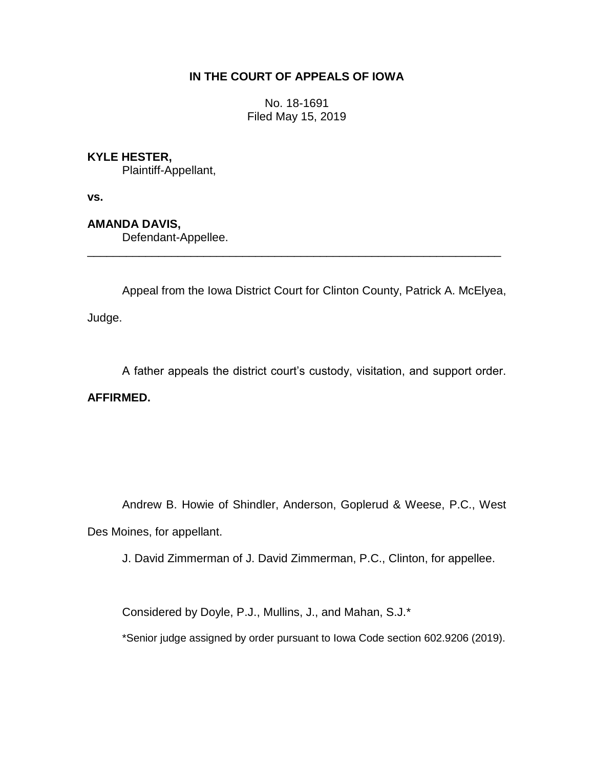# IN THE COURT OF APPEALS OF IOWA

No. 18-1691
Filed May 15, 2019

**KYLE HESTER,**
Plaintiff-Appellant,

**vs.**

**AMANDA DAVIS,**
Defendant-Appellee.

---

Appeal from the Iowa District Court for Clinton County, Patrick A. McElyea, Judge.

A father appeals the district court's custody, visitation, and support order.

**AFFIRMED.**

Andrew B. Howie of Shindler, Anderson, Goplerud & Weese, P.C., West Des Moines, for appellant.

J. David Zimmerman of J. David Zimmerman, P.C., Clinton, for appellee.

Considered by Doyle, P.J., Mullins, J., and Mahan, S.J.*

*Senior judge assigned by order pursuant to Iowa Code section 602.9206 (2019).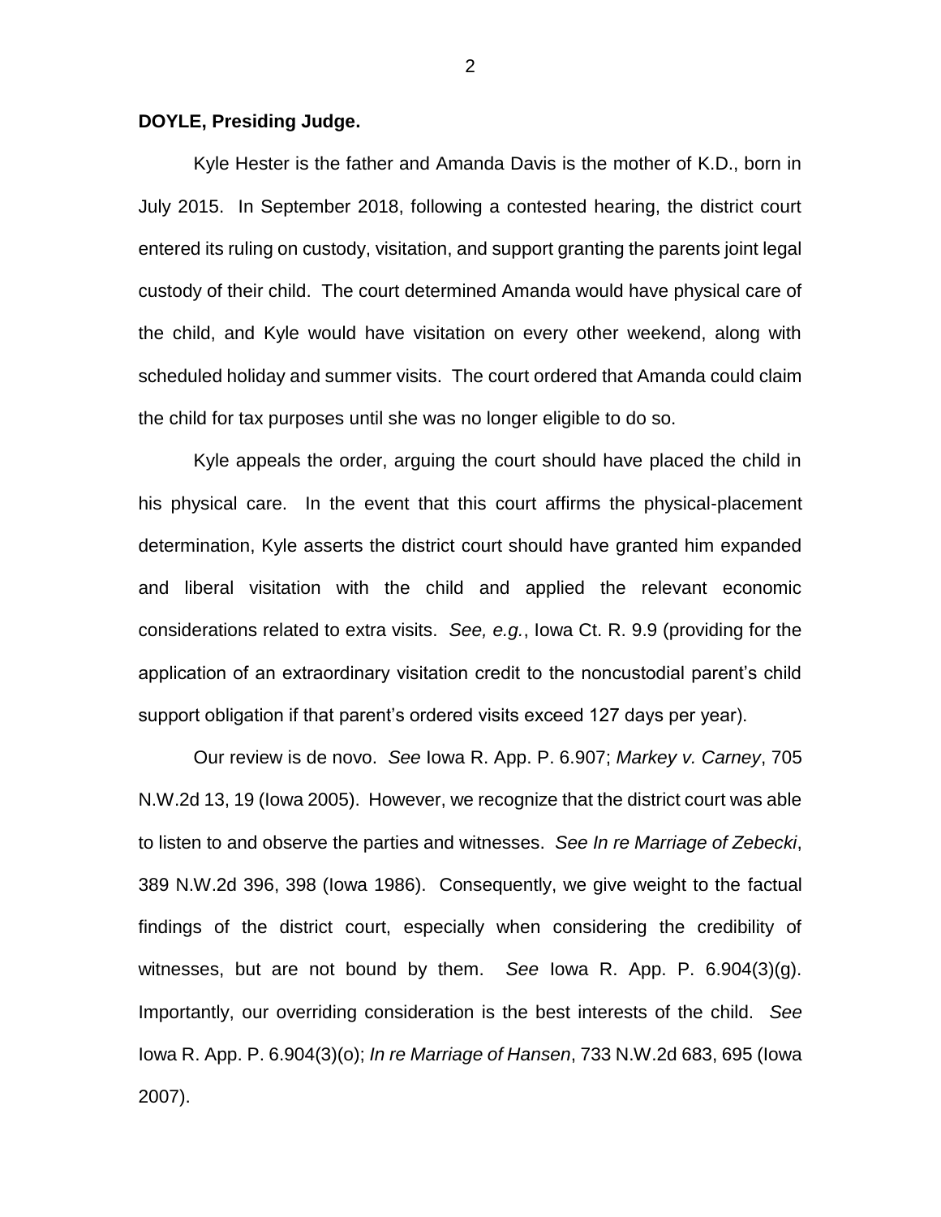**DOYLE, Presiding Judge.**

Kyle Hester is the father and Amanda Davis is the mother of K.D., born in July 2015. In September 2018, following a contested hearing, the district court entered its ruling on custody, visitation, and support granting the parents joint legal custody of their child. The court determined Amanda would have physical care of the child, and Kyle would have visitation on every other weekend, along with scheduled holiday and summer visits. The court ordered that Amanda could claim the child for tax purposes until she was no longer eligible to do so.

Kyle appeals the order, arguing the court should have placed the child in his physical care. In the event that this court affirms the physical-placement determination, Kyle asserts the district court should have granted him expanded and liberal visitation with the child and applied the relevant economic considerations related to extra visits. *See, e.g.*, Iowa Ct. R. 9.9 (providing for the application of an extraordinary visitation credit to the noncustodial parent's child support obligation if that parent's ordered visits exceed 127 days per year).

Our review is de novo. *See* Iowa R. App. P. 6.907; *Markey v. Carney*, 705 N.W.2d 13, 19 (Iowa 2005). However, we recognize that the district court was able to listen to and observe the parties and witnesses. *See In re Marriage of Zebecki*, 389 N.W.2d 396, 398 (Iowa 1986). Consequently, we give weight to the factual findings of the district court, especially when considering the credibility of witnesses, but are not bound by them. *See* Iowa R. App. P. 6.904(3)(g). Importantly, our overriding consideration is the best interests of the child. *See* Iowa R. App. P. 6.904(3)(o); *In re Marriage of Hansen*, 733 N.W.2d 683, 695 (Iowa 2007).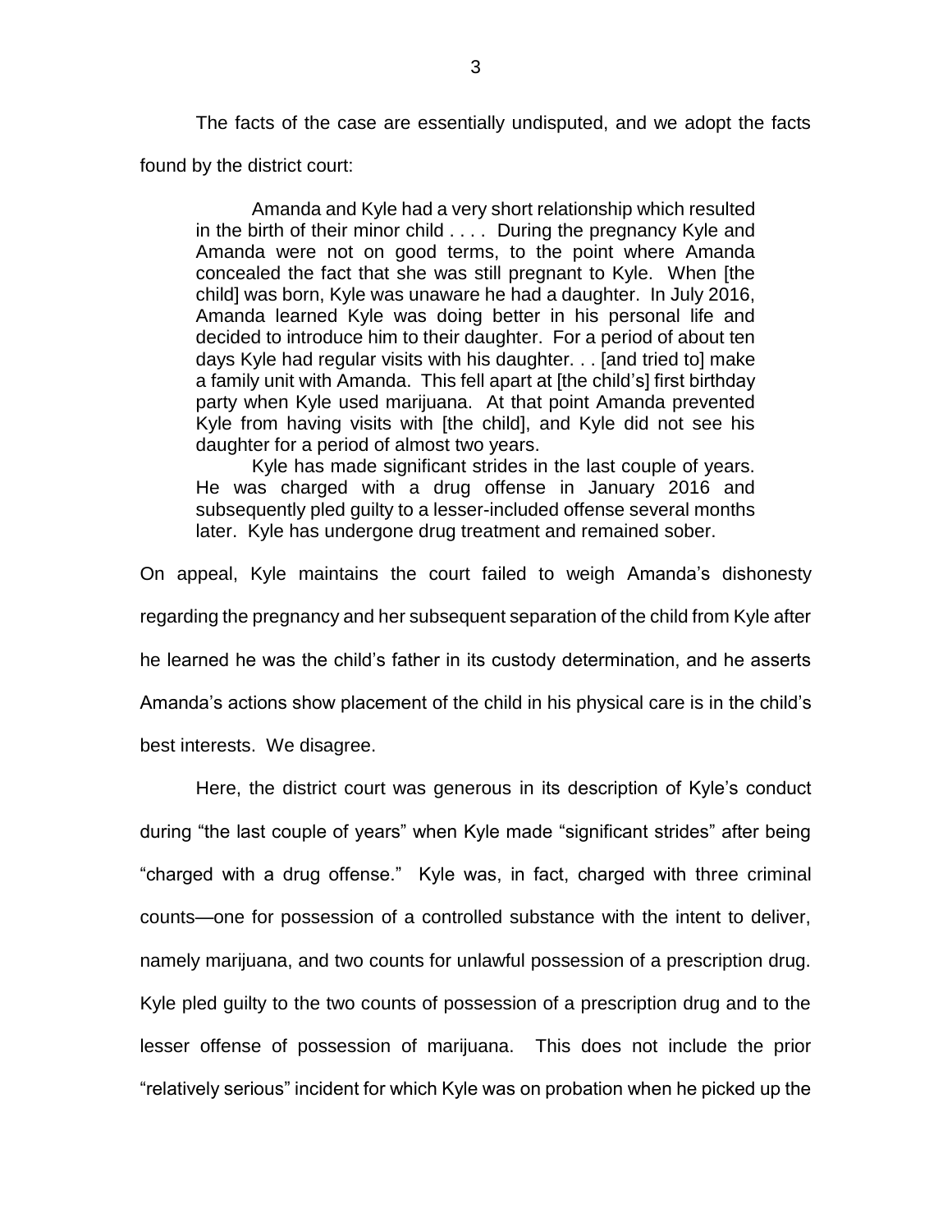The facts of the case are essentially undisputed, and we adopt the facts found by the district court:

> Amanda and Kyle had a very short relationship which resulted in the birth of their minor child . . . . During the pregnancy Kyle and Amanda were not on good terms, to the point where Amanda concealed the fact that she was still pregnant to Kyle. When [the child] was born, Kyle was unaware he had a daughter. In July 2016, Amanda learned Kyle was doing better in his personal life and decided to introduce him to their daughter. For a period of about ten days Kyle had regular visits with his daughter. . . [and tried to] make a family unit with Amanda. This fell apart at [the child's] first birthday party when Kyle used marijuana. At that point Amanda prevented Kyle from having visits with [the child], and Kyle did not see his daughter for a period of almost two years.
>
> Kyle has made significant strides in the last couple of years. He was charged with a drug offense in January 2016 and subsequently pled guilty to a lesser-included offense several months later. Kyle has undergone drug treatment and remained sober.

On appeal, Kyle maintains the court failed to weigh Amanda's dishonesty regarding the pregnancy and her subsequent separation of the child from Kyle after he learned he was the child's father in its custody determination, and he asserts Amanda's actions show placement of the child in his physical care is in the child's best interests. We disagree.

Here, the district court was generous in its description of Kyle's conduct during "the last couple of years" when Kyle made "significant strides" after being "charged with a drug offense." Kyle was, in fact, charged with three criminal counts—one for possession of a controlled substance with the intent to deliver, namely marijuana, and two counts for unlawful possession of a prescription drug. Kyle pled guilty to the two counts of possession of a prescription drug and to the lesser offense of possession of marijuana. This does not include the prior "relatively serious" incident for which Kyle was on probation when he picked up the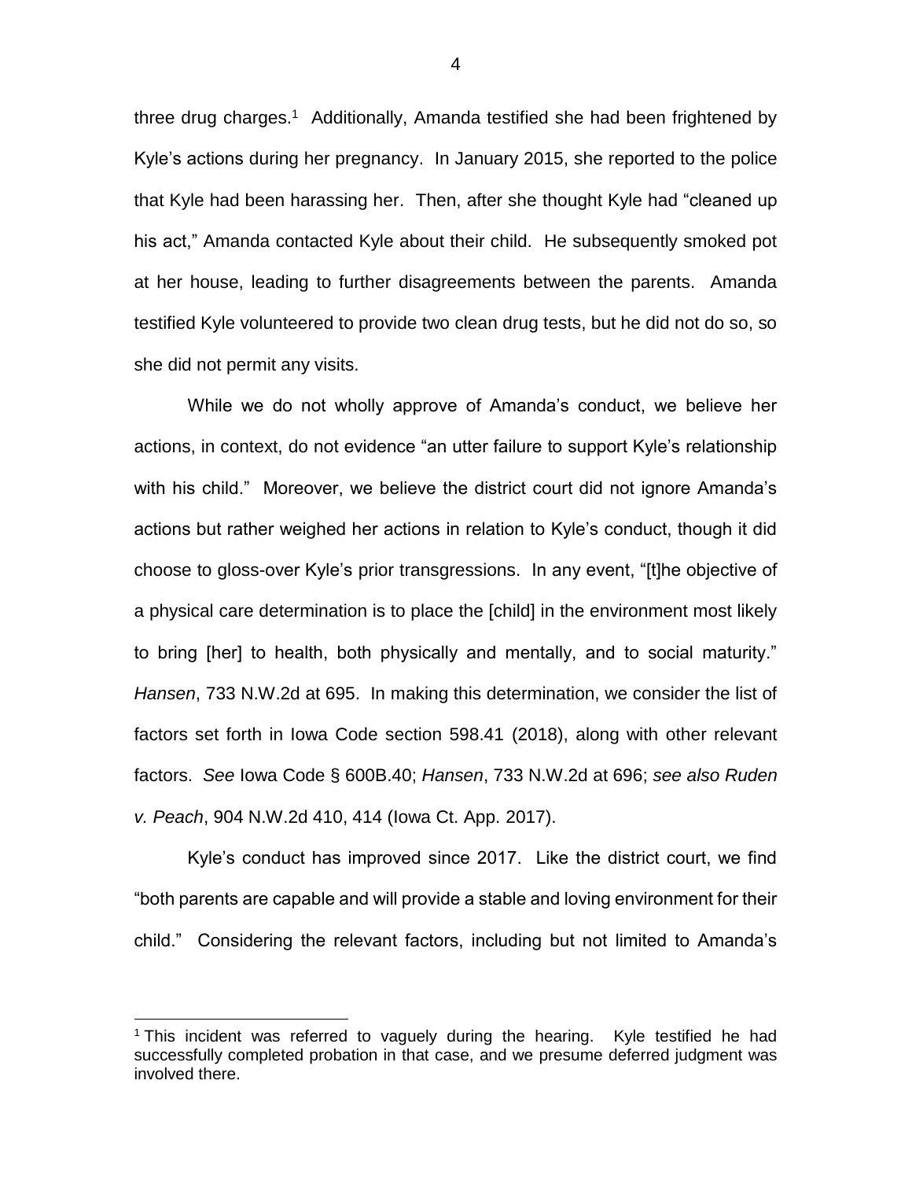three drug charges.[1] Additionally, Amanda testified she had been frightened by Kyle's actions during her pregnancy. In January 2015, she reported to the police that Kyle had been harassing her. Then, after she thought Kyle had "cleaned up his act," Amanda contacted Kyle about their child. He subsequently smoked pot at her house, leading to further disagreements between the parents. Amanda testified Kyle volunteered to provide two clean drug tests, but he did not do so, so she did not permit any visits.

While we do not wholly approve of Amanda's conduct, we believe her actions, in context, do not evidence "an utter failure to support Kyle's relationship with his child." Moreover, we believe the district court did not ignore Amanda's actions but rather weighed her actions in relation to Kyle's conduct, though it did choose to gloss-over Kyle's prior transgressions. In any event, "[t]he objective of a physical care determination is to place the [child] in the environment most likely to bring [her] to health, both physically and mentally, and to social maturity." *Hansen*, 733 N.W.2d at 695. In making this determination, we consider the list of factors set forth in Iowa Code section 598.41 (2018), along with other relevant factors. *See* Iowa Code § 600B.40; *Hansen*, 733 N.W.2d at 696; *see also Ruden v. Peach*, 904 N.W.2d 410, 414 (Iowa Ct. App. 2017).

Kyle's conduct has improved since 2017. Like the district court, we find "both parents are capable and will provide a stable and loving environment for their child." Considering the relevant factors, including but not limited to Amanda's

---

[1] This incident was referred to vaguely during the hearing. Kyle testified he had successfully completed probation in that case, and we presume deferred judgment was involved there.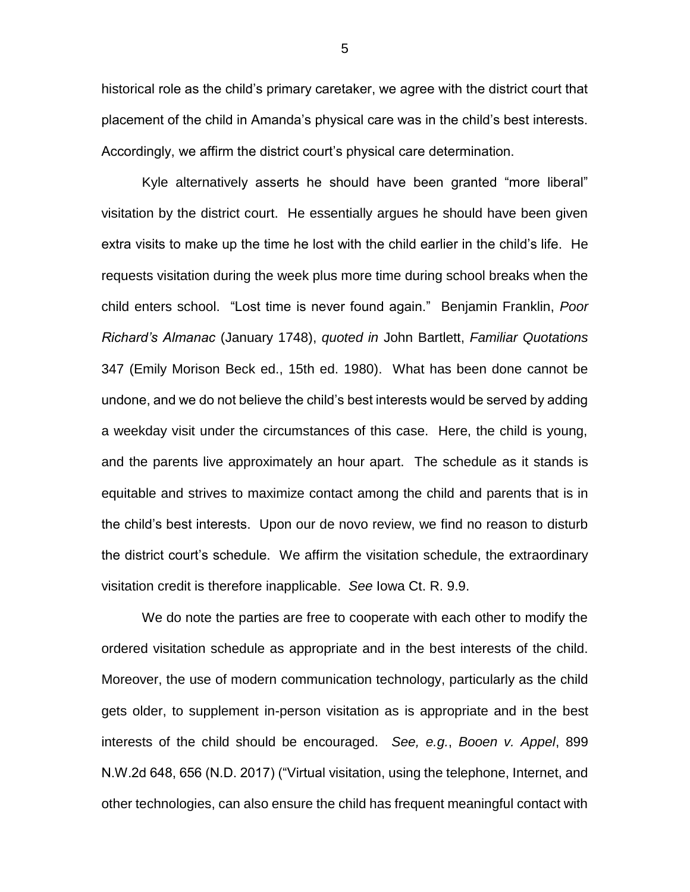historical role as the child's primary caretaker, we agree with the district court that placement of the child in Amanda's physical care was in the child's best interests. Accordingly, we affirm the district court's physical care determination.

Kyle alternatively asserts he should have been granted "more liberal" visitation by the district court. He essentially argues he should have been given extra visits to make up the time he lost with the child earlier in the child's life. He requests visitation during the week plus more time during school breaks when the child enters school. "Lost time is never found again." Benjamin Franklin, *Poor Richard's Almanac* (January 1748), *quoted in* John Bartlett, *Familiar Quotations* 347 (Emily Morison Beck ed., 15th ed. 1980). What has been done cannot be undone, and we do not believe the child's best interests would be served by adding a weekday visit under the circumstances of this case. Here, the child is young, and the parents live approximately an hour apart. The schedule as it stands is equitable and strives to maximize contact among the child and parents that is in the child's best interests. Upon our de novo review, we find no reason to disturb the district court's schedule. We affirm the visitation schedule, the extraordinary visitation credit is therefore inapplicable. *See* Iowa Ct. R. 9.9.

We do note the parties are free to cooperate with each other to modify the ordered visitation schedule as appropriate and in the best interests of the child. Moreover, the use of modern communication technology, particularly as the child gets older, to supplement in-person visitation as is appropriate and in the best interests of the child should be encouraged. *See, e.g.*, *Booen v. Appel*, 899 N.W.2d 648, 656 (N.D. 2017) ("Virtual visitation, using the telephone, Internet, and other technologies, can also ensure the child has frequent meaningful contact with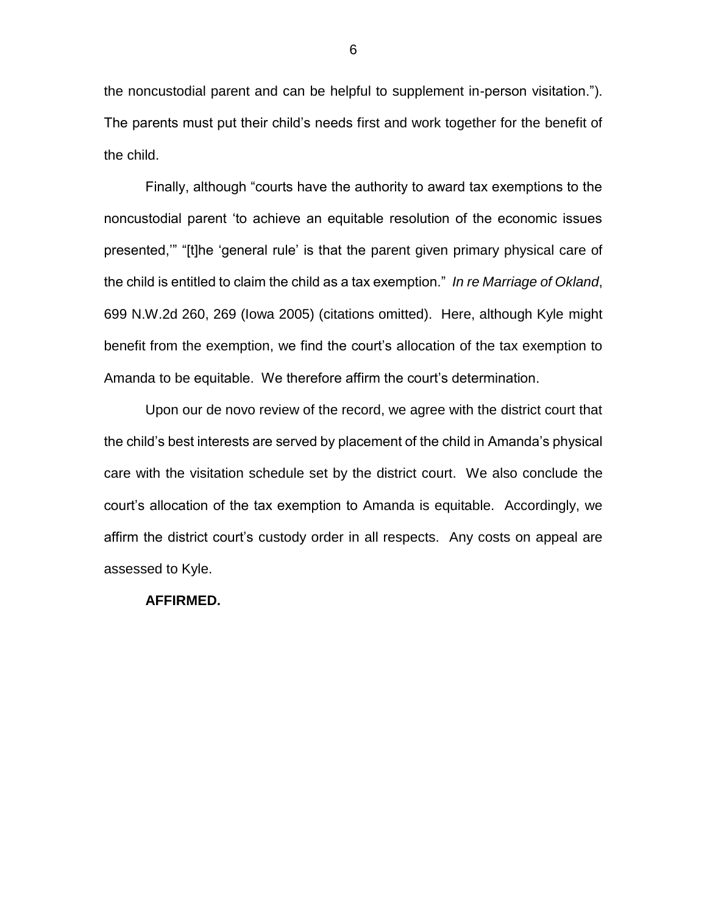the noncustodial parent and can be helpful to supplement in-person visitation."). The parents must put their child's needs first and work together for the benefit of the child.

Finally, although "courts have the authority to award tax exemptions to the noncustodial parent 'to achieve an equitable resolution of the economic issues presented,'" "[t]he 'general rule' is that the parent given primary physical care of the child is entitled to claim the child as a tax exemption." *In re Marriage of Okland*, 699 N.W.2d 260, 269 (Iowa 2005) (citations omitted). Here, although Kyle might benefit from the exemption, we find the court's allocation of the tax exemption to Amanda to be equitable. We therefore affirm the court's determination.

Upon our de novo review of the record, we agree with the district court that the child's best interests are served by placement of the child in Amanda's physical care with the visitation schedule set by the district court. We also conclude the court's allocation of the tax exemption to Amanda is equitable. Accordingly, we affirm the district court's custody order in all respects. Any costs on appeal are assessed to Kyle.

**AFFIRMED.**